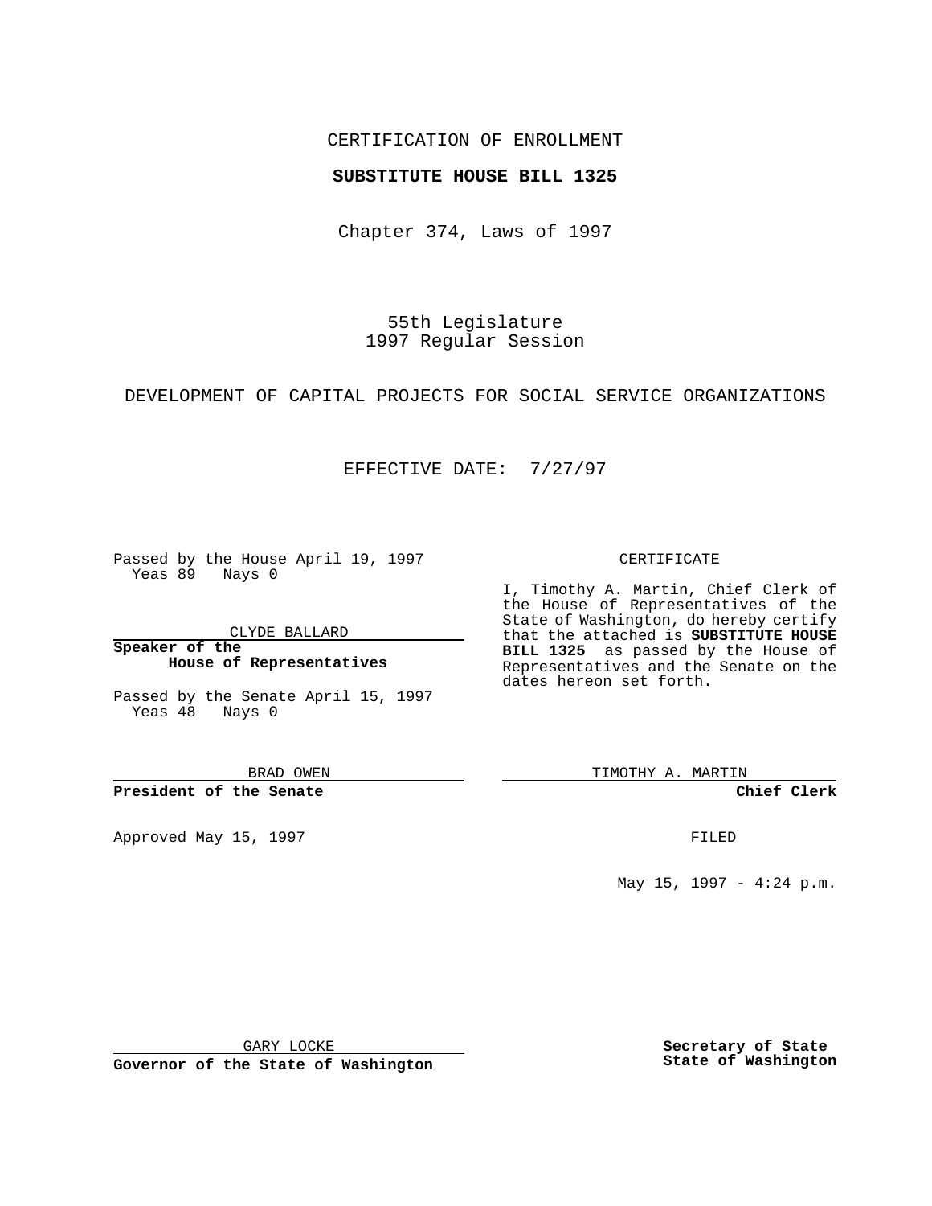CERTIFICATION OF ENROLLMENT

**SUBSTITUTE HOUSE BILL 1325**

Chapter 374, Laws of 1997

55th Legislature
1997 Regular Session

DEVELOPMENT OF CAPITAL PROJECTS FOR SOCIAL SERVICE ORGANIZATIONS

EFFECTIVE DATE: 7/27/97

Passed by the House April 19, 1997
Yeas 89 Nays 0

CLYDE BALLARD

**Speaker of the House of Representatives**

Passed by the Senate April 15, 1997
Yeas 48 Nays 0

BRAD OWEN

**President of the Senate**

Approved May 15, 1997

GARY LOCKE

**Governor of the State of Washington**

CERTIFICATE

I, Timothy A. Martin, Chief Clerk of the House of Representatives of the State of Washington, do hereby certify that the attached is **SUBSTITUTE HOUSE BILL 1325** as passed by the House of Representatives and the Senate on the dates hereon set forth.

TIMOTHY A. MARTIN

**Chief Clerk**

FILED

May 15, 1997 - 4:24 p.m.

**Secretary of State**
**State of Washington**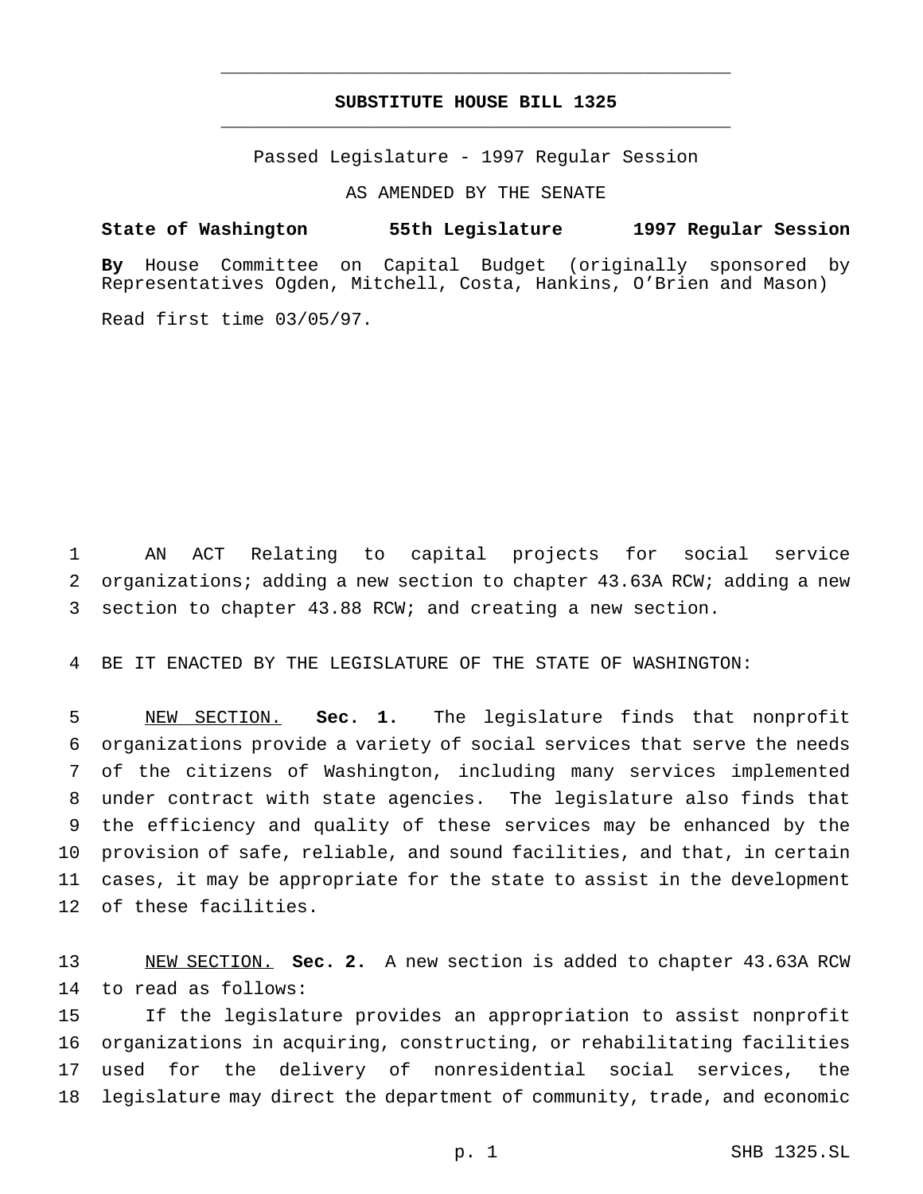# SUBSTITUTE HOUSE BILL 1325

Passed Legislature - 1997 Regular Session

AS AMENDED BY THE SENATE

**State of Washington 55th Legislature 1997 Regular Session**

**By** House Committee on Capital Budget (originally sponsored by Representatives Ogden, Mitchell, Costa, Hankins, O'Brien and Mason)

Read first time 03/05/97.

AN ACT Relating to capital projects for social service organizations; adding a new section to chapter 43.63A RCW; adding a new section to chapter 43.88 RCW; and creating a new section.

BE IT ENACTED BY THE LEGISLATURE OF THE STATE OF WASHINGTON:

NEW SECTION. **Sec. 1.** The legislature finds that nonprofit organizations provide a variety of social services that serve the needs of the citizens of Washington, including many services implemented under contract with state agencies. The legislature also finds that the efficiency and quality of these services may be enhanced by the provision of safe, reliable, and sound facilities, and that, in certain cases, it may be appropriate for the state to assist in the development of these facilities.

NEW SECTION. **Sec. 2.** A new section is added to chapter 43.63A RCW to read as follows:

If the legislature provides an appropriation to assist nonprofit organizations in acquiring, constructing, or rehabilitating facilities used for the delivery of nonresidential social services, the legislature may direct the department of community, trade, and economic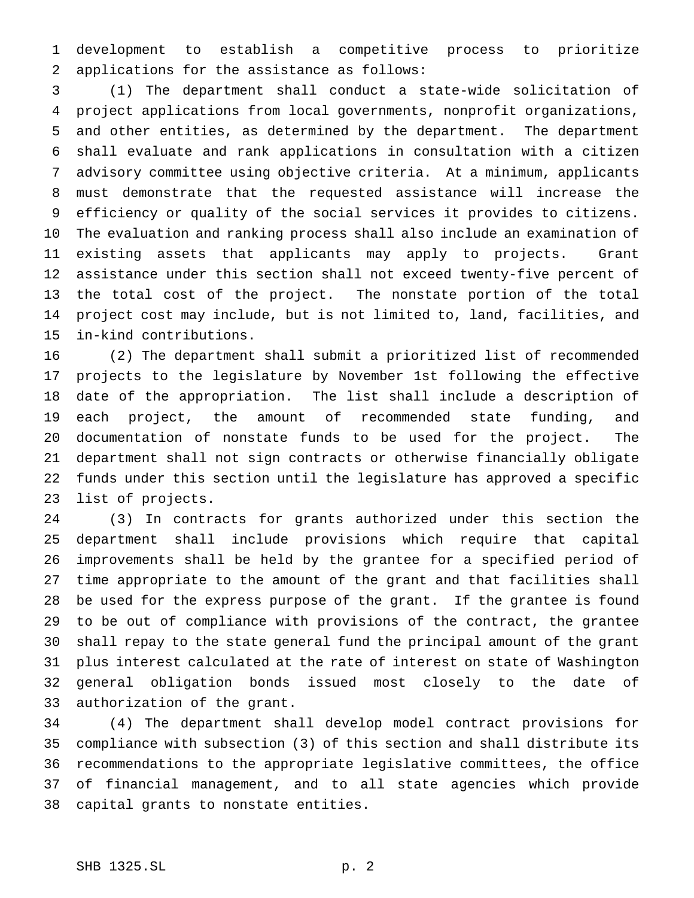development to establish a competitive process to prioritize applications for the assistance as follows:

(1) The department shall conduct a state-wide solicitation of project applications from local governments, nonprofit organizations, and other entities, as determined by the department. The department shall evaluate and rank applications in consultation with a citizen advisory committee using objective criteria. At a minimum, applicants must demonstrate that the requested assistance will increase the efficiency or quality of the social services it provides to citizens. The evaluation and ranking process shall also include an examination of existing assets that applicants may apply to projects. Grant assistance under this section shall not exceed twenty-five percent of the total cost of the project. The nonstate portion of the total project cost may include, but is not limited to, land, facilities, and in-kind contributions.

(2) The department shall submit a prioritized list of recommended projects to the legislature by November 1st following the effective date of the appropriation. The list shall include a description of each project, the amount of recommended state funding, and documentation of nonstate funds to be used for the project. The department shall not sign contracts or otherwise financially obligate funds under this section until the legislature has approved a specific list of projects.

(3) In contracts for grants authorized under this section the department shall include provisions which require that capital improvements shall be held by the grantee for a specified period of time appropriate to the amount of the grant and that facilities shall be used for the express purpose of the grant. If the grantee is found to be out of compliance with provisions of the contract, the grantee shall repay to the state general fund the principal amount of the grant plus interest calculated at the rate of interest on state of Washington general obligation bonds issued most closely to the date of authorization of the grant.

(4) The department shall develop model contract provisions for compliance with subsection (3) of this section and shall distribute its recommendations to the appropriate legislative committees, the office of financial management, and to all state agencies which provide capital grants to nonstate entities.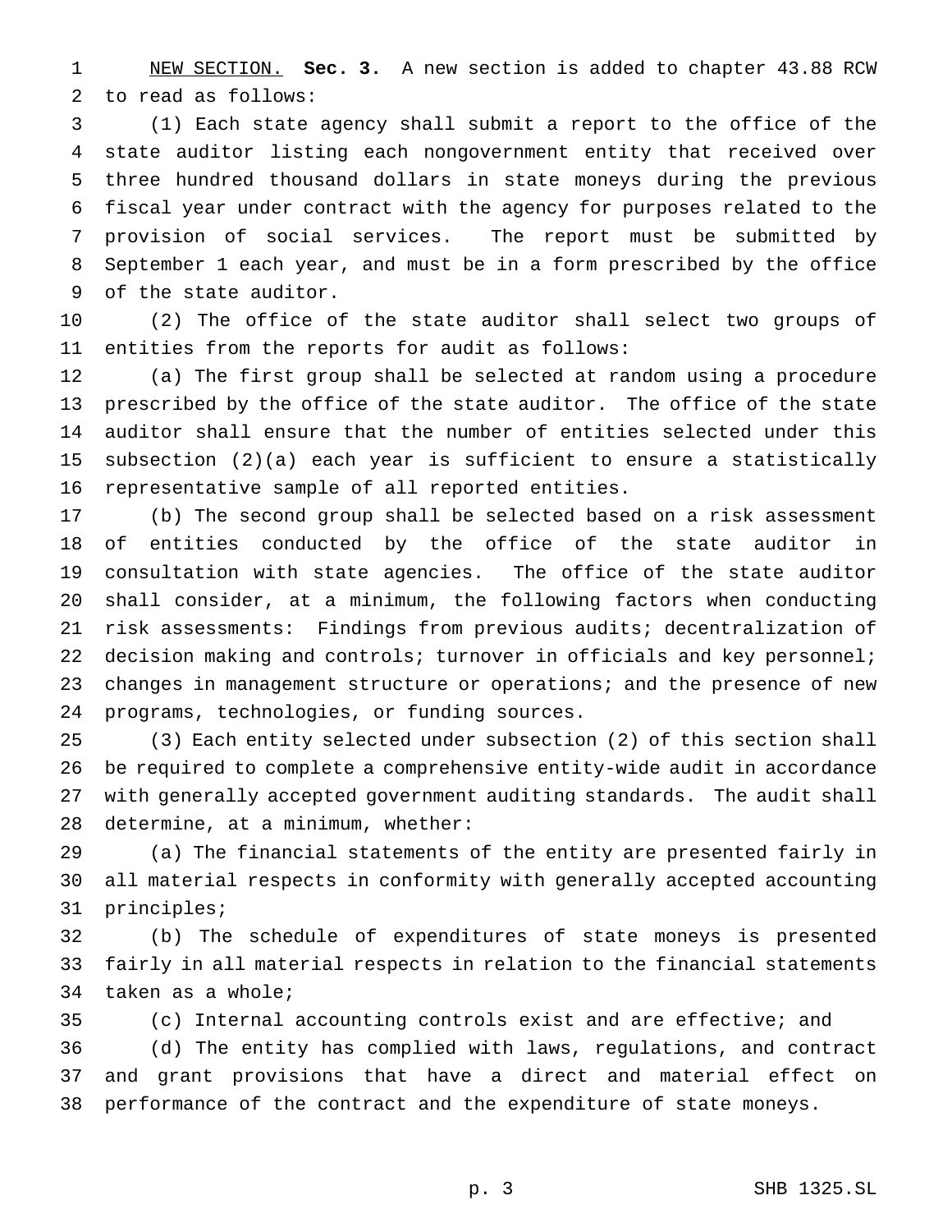NEW SECTION. **Sec. 3.** A new section is added to chapter 43.88 RCW to read as follows:

(1) Each state agency shall submit a report to the office of the state auditor listing each nongovernment entity that received over three hundred thousand dollars in state moneys during the previous fiscal year under contract with the agency for purposes related to the provision of social services. The report must be submitted by September 1 each year, and must be in a form prescribed by the office of the state auditor.

(2) The office of the state auditor shall select two groups of entities from the reports for audit as follows:

(a) The first group shall be selected at random using a procedure prescribed by the office of the state auditor. The office of the state auditor shall ensure that the number of entities selected under this subsection (2)(a) each year is sufficient to ensure a statistically representative sample of all reported entities.

(b) The second group shall be selected based on a risk assessment of entities conducted by the office of the state auditor in consultation with state agencies. The office of the state auditor shall consider, at a minimum, the following factors when conducting risk assessments: Findings from previous audits; decentralization of decision making and controls; turnover in officials and key personnel; changes in management structure or operations; and the presence of new programs, technologies, or funding sources.

(3) Each entity selected under subsection (2) of this section shall be required to complete a comprehensive entity-wide audit in accordance with generally accepted government auditing standards. The audit shall determine, at a minimum, whether:

(a) The financial statements of the entity are presented fairly in all material respects in conformity with generally accepted accounting principles;

(b) The schedule of expenditures of state moneys is presented fairly in all material respects in relation to the financial statements taken as a whole;

(c) Internal accounting controls exist and are effective; and

(d) The entity has complied with laws, regulations, and contract and grant provisions that have a direct and material effect on performance of the contract and the expenditure of state moneys.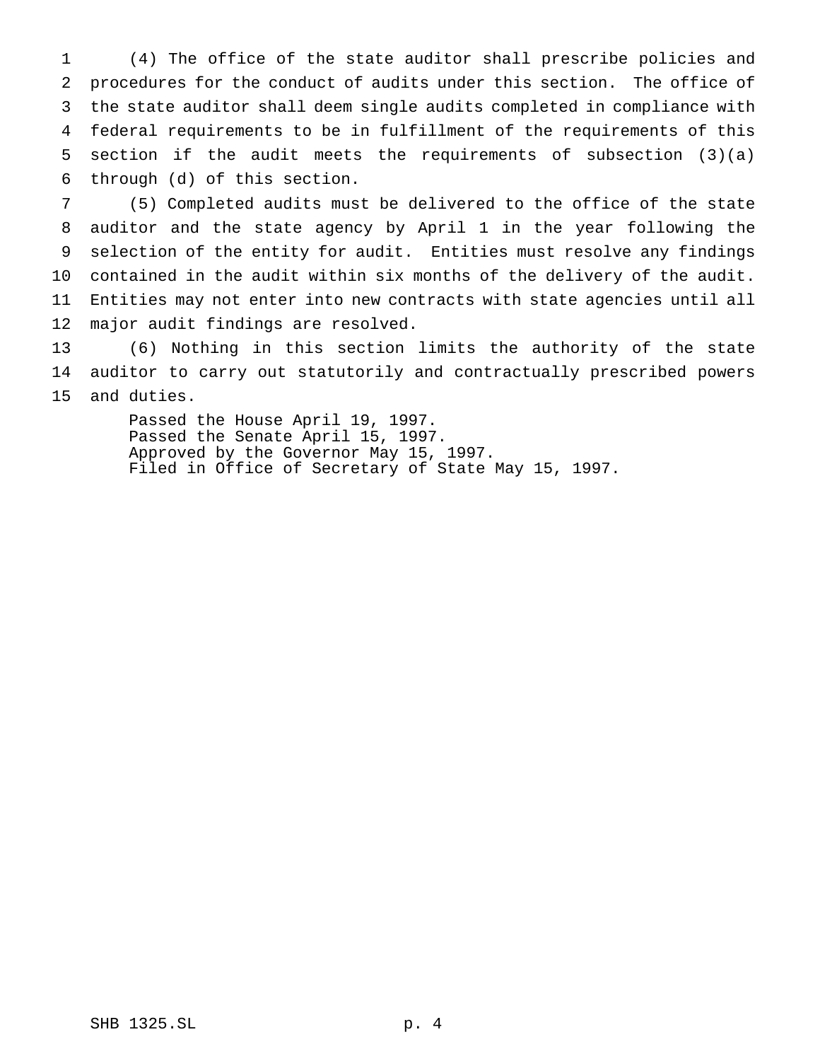(4) The office of the state auditor shall prescribe policies and procedures for the conduct of audits under this section. The office of the state auditor shall deem single audits completed in compliance with federal requirements to be in fulfillment of the requirements of this section if the audit meets the requirements of subsection (3)(a) through (d) of this section.

(5) Completed audits must be delivered to the office of the state auditor and the state agency by April 1 in the year following the selection of the entity for audit. Entities must resolve any findings contained in the audit within six months of the delivery of the audit. Entities may not enter into new contracts with state agencies until all major audit findings are resolved.

(6) Nothing in this section limits the authority of the state auditor to carry out statutorily and contractually prescribed powers and duties.

Passed the House April 19, 1997.
Passed the Senate April 15, 1997.
Approved by the Governor May 15, 1997.
Filed in Office of Secretary of State May 15, 1997.